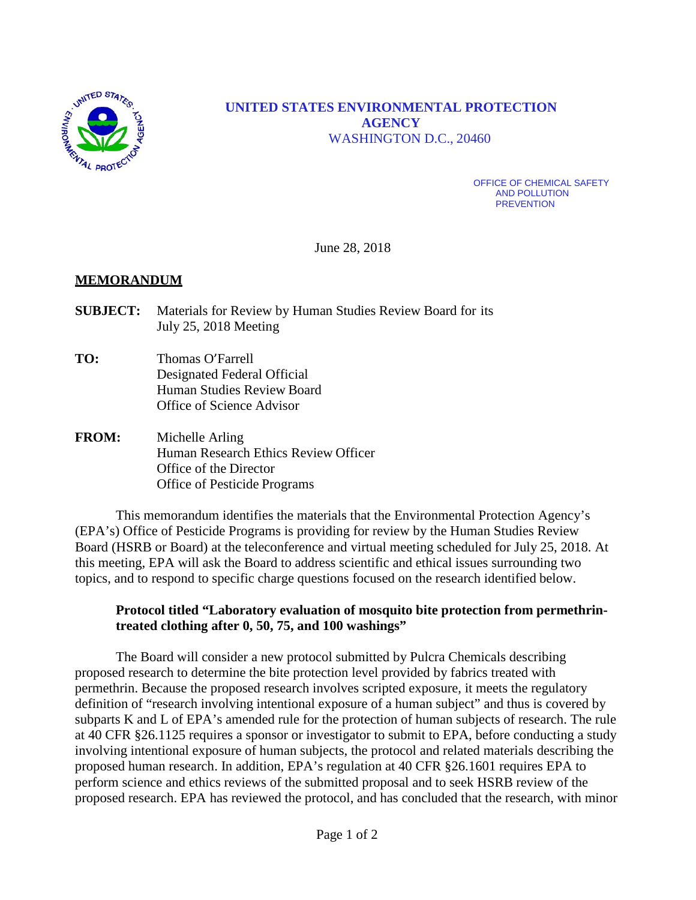**UNITED STATES ENVIRONMENTAL PROTECTION AGENCY**
WASHINGTON D.C., 20460

OFFICE OF CHEMICAL SAFETY AND POLLUTION PREVENTION

June 28, 2018

**MEMORANDUM**

**SUBJECT:** Materials for Review by Human Studies Review Board for its July 25, 2018 Meeting

**TO:** Thomas O'Farrell
Designated Federal Official
Human Studies Review Board
Office of Science Advisor

**FROM:** Michelle Arling
Human Research Ethics Review Officer
Office of the Director
Office of Pesticide Programs

This memorandum identifies the materials that the Environmental Protection Agency's (EPA's) Office of Pesticide Programs is providing for review by the Human Studies Review Board (HSRB or Board) at the teleconference and virtual meeting scheduled for July 25, 2018. At this meeting, EPA will ask the Board to address scientific and ethical issues surrounding two topics, and to respond to specific charge questions focused on the research identified below.

**Protocol titled "Laboratory evaluation of mosquito bite protection from permethrin-treated clothing after 0, 50, 75, and 100 washings"**

The Board will consider a new protocol submitted by Pulcra Chemicals describing proposed research to determine the bite protection level provided by fabrics treated with permethrin. Because the proposed research involves scripted exposure, it meets the regulatory definition of "research involving intentional exposure of a human subject" and thus is covered by subparts K and L of EPA's amended rule for the protection of human subjects of research. The rule at 40 CFR §26.1125 requires a sponsor or investigator to submit to EPA, before conducting a study involving intentional exposure of human subjects, the protocol and related materials describing the proposed human research. In addition, EPA's regulation at 40 CFR §26.1601 requires EPA to perform science and ethics reviews of the submitted proposal and to seek HSRB review of the proposed research. EPA has reviewed the protocol, and has concluded that the research, with minor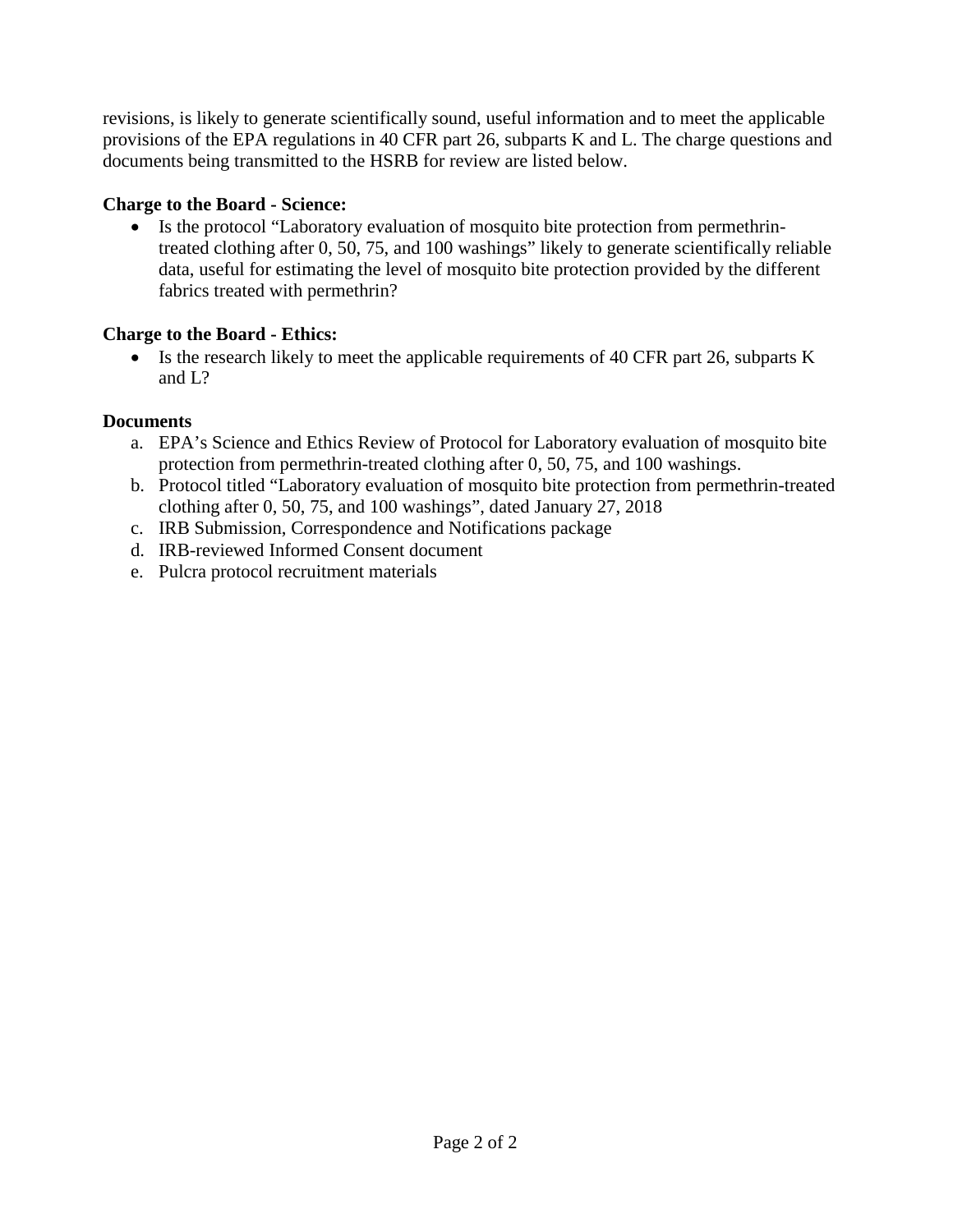revisions, is likely to generate scientifically sound, useful information and to meet the applicable provisions of the EPA regulations in 40 CFR part 26, subparts K and L. The charge questions and documents being transmitted to the HSRB for review are listed below.

**Charge to the Board - Science:**

- Is the protocol "Laboratory evaluation of mosquito bite protection from permethrin-treated clothing after 0, 50, 75, and 100 washings" likely to generate scientifically reliable data, useful for estimating the level of mosquito bite protection provided by the different fabrics treated with permethrin?

**Charge to the Board - Ethics:**

- Is the research likely to meet the applicable requirements of 40 CFR part 26, subparts K and L?

**Documents**

a. EPA's Science and Ethics Review of Protocol for Laboratory evaluation of mosquito bite protection from permethrin-treated clothing after 0, 50, 75, and 100 washings.
b. Protocol titled "Laboratory evaluation of mosquito bite protection from permethrin-treated clothing after 0, 50, 75, and 100 washings", dated January 27, 2018
c. IRB Submission, Correspondence and Notifications package
d. IRB-reviewed Informed Consent document
e. Pulcra protocol recruitment materials